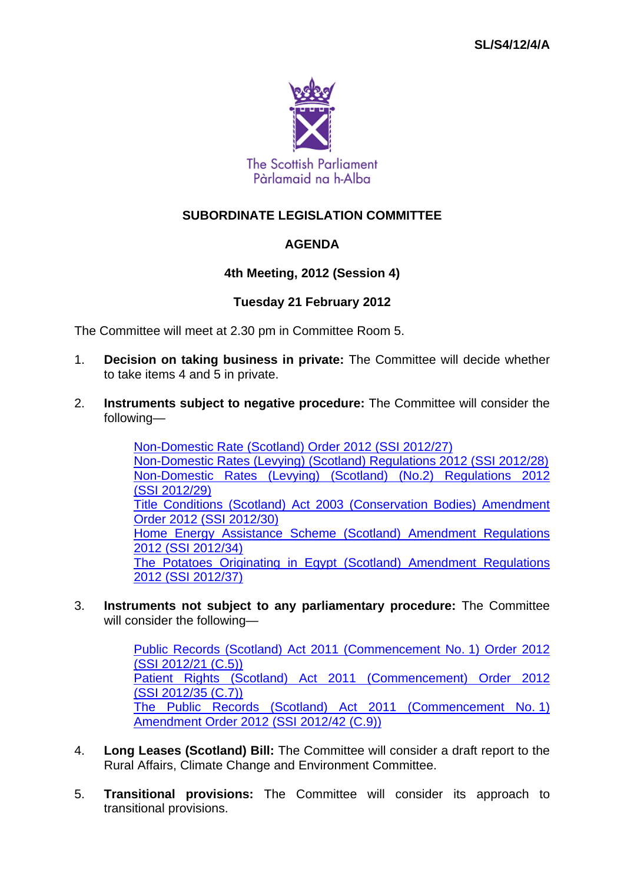SL/S4/12/4/A

The Scottish Parliament
Pàrlamaid na h-Alba

# SUBORDINATE LEGISLATION COMMITTEE

## AGENDA

### 4th Meeting, 2012 (Session 4)

### Tuesday 21 February 2012

The Committee will meet at 2.30 pm in Committee Room 5.

1. **Decision on taking business in private:** The Committee will decide whether to take items 4 and 5 in private.

2. **Instruments subject to negative procedure:** The Committee will consider the following—

   Non-Domestic Rate (Scotland) Order 2012 (SSI 2012/27)
   Non-Domestic Rates (Levying) (Scotland) Regulations 2012 (SSI 2012/28)
   Non-Domestic Rates (Levying) (Scotland) (No.2) Regulations 2012 (SSI 2012/29)
   Title Conditions (Scotland) Act 2003 (Conservation Bodies) Amendment Order 2012 (SSI 2012/30)
   Home Energy Assistance Scheme (Scotland) Amendment Regulations 2012 (SSI 2012/34)
   The Potatoes Originating in Egypt (Scotland) Amendment Regulations 2012 (SSI 2012/37)

3. **Instruments not subject to any parliamentary procedure:** The Committee will consider the following—

   Public Records (Scotland) Act 2011 (Commencement No. 1) Order 2012 (SSI 2012/21 (C.5))
   Patient Rights (Scotland) Act 2011 (Commencement) Order 2012 (SSI 2012/35 (C.7))
   The Public Records (Scotland) Act 2011 (Commencement No. 1) Amendment Order 2012 (SSI 2012/42 (C.9))

4. **Long Leases (Scotland) Bill:** The Committee will consider a draft report to the Rural Affairs, Climate Change and Environment Committee.

5. **Transitional provisions:** The Committee will consider its approach to transitional provisions.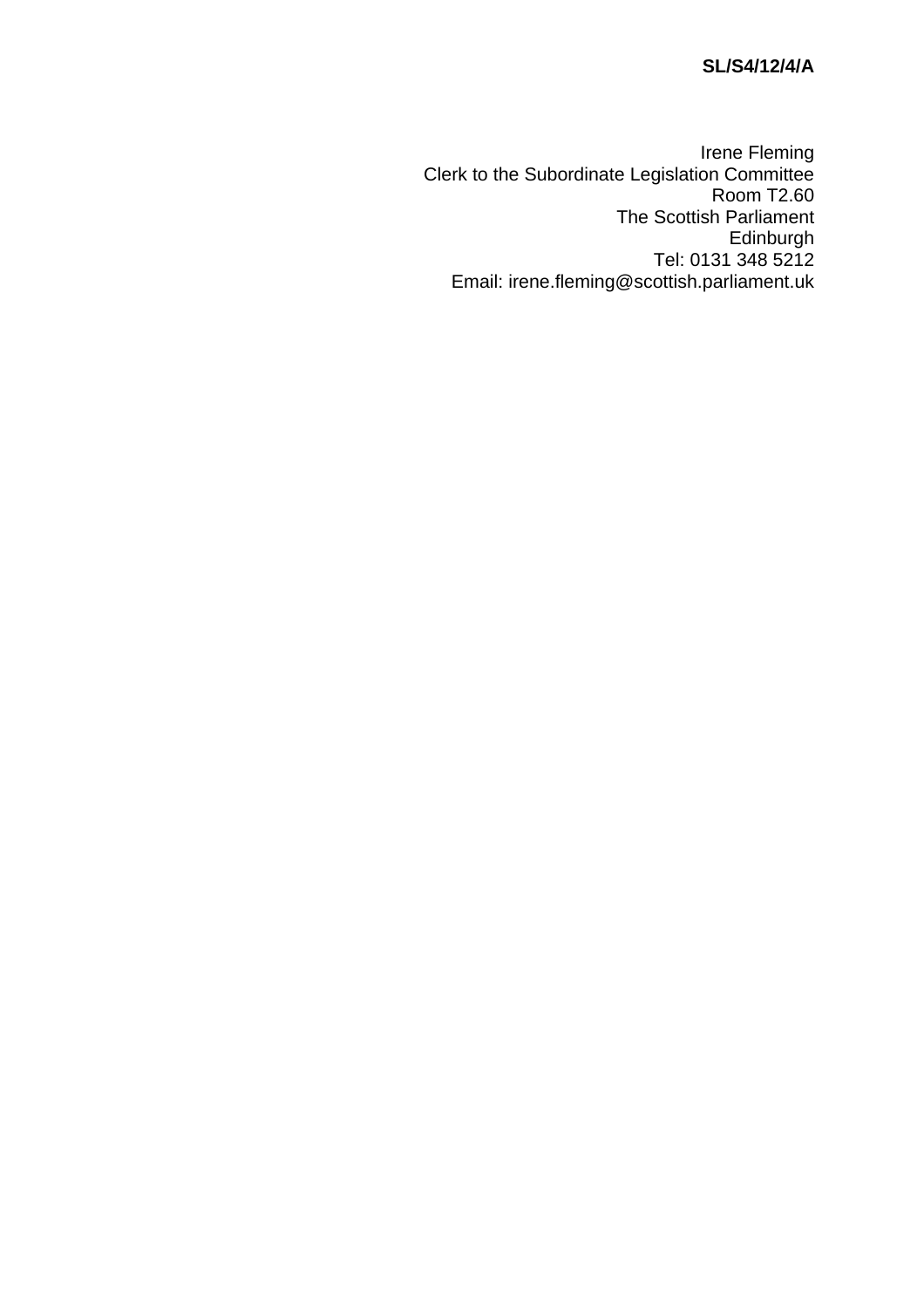**SL/S4/12/4/A**

Irene Fleming
Clerk to the Subordinate Legislation Committee
Room T2.60
The Scottish Parliament
Edinburgh
Tel: 0131 348 5212
Email: irene.fleming@scottish.parliament.uk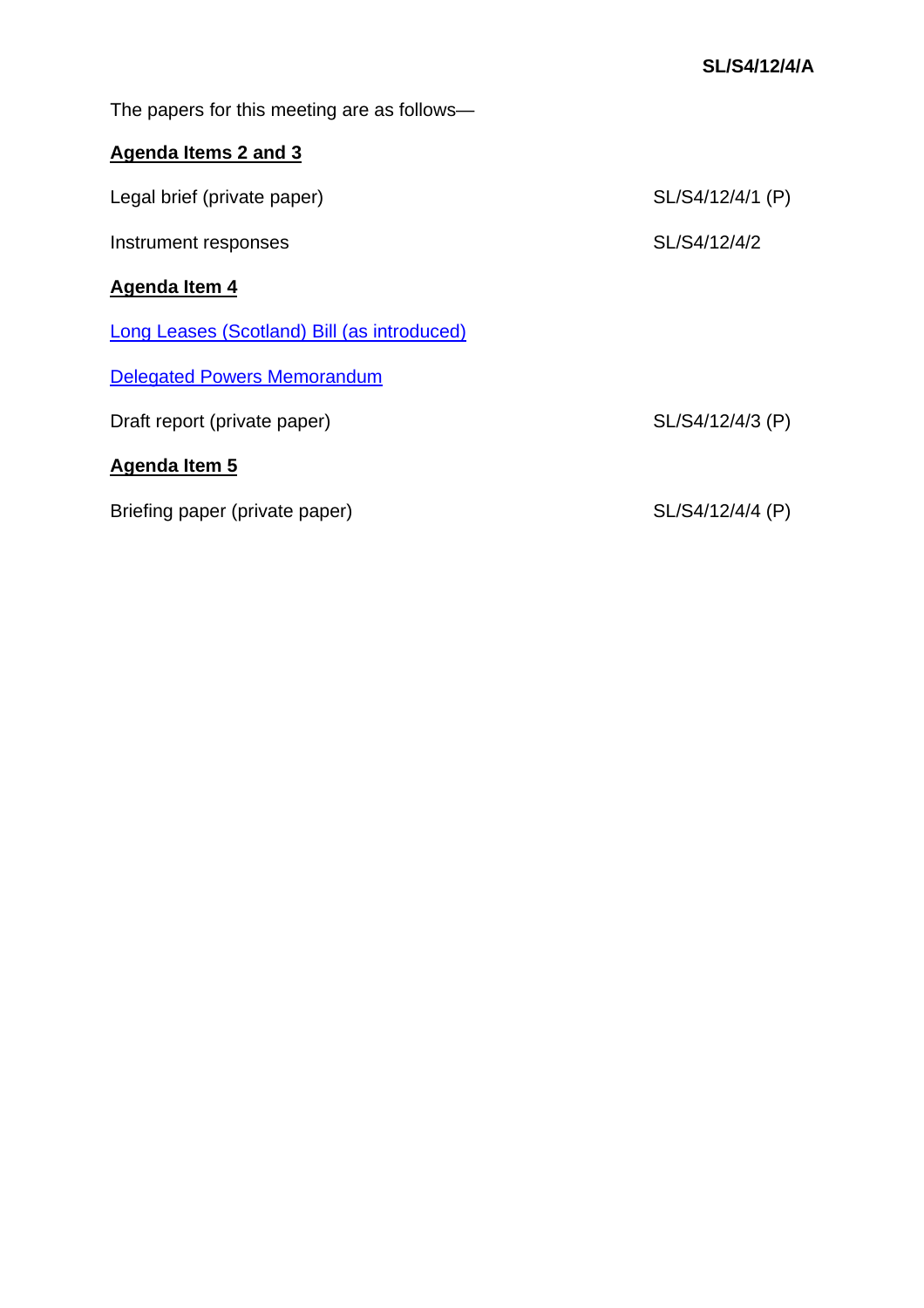**SL/S4/12/4/A**

The papers for this meeting are as follows—

**Agenda Items 2 and 3**

| | |
|---|---|
| Legal brief (private paper) | SL/S4/12/4/1 (P) |
| Instrument responses | SL/S4/12/4/2 |

**Agenda Item 4**

Long Leases (Scotland) Bill (as introduced)

Delegated Powers Memorandum

| | |
|---|---|
| Draft report (private paper) | SL/S4/12/4/3 (P) |

**Agenda Item 5**

| | |
|---|---|
| Briefing paper (private paper) | SL/S4/12/4/4 (P) |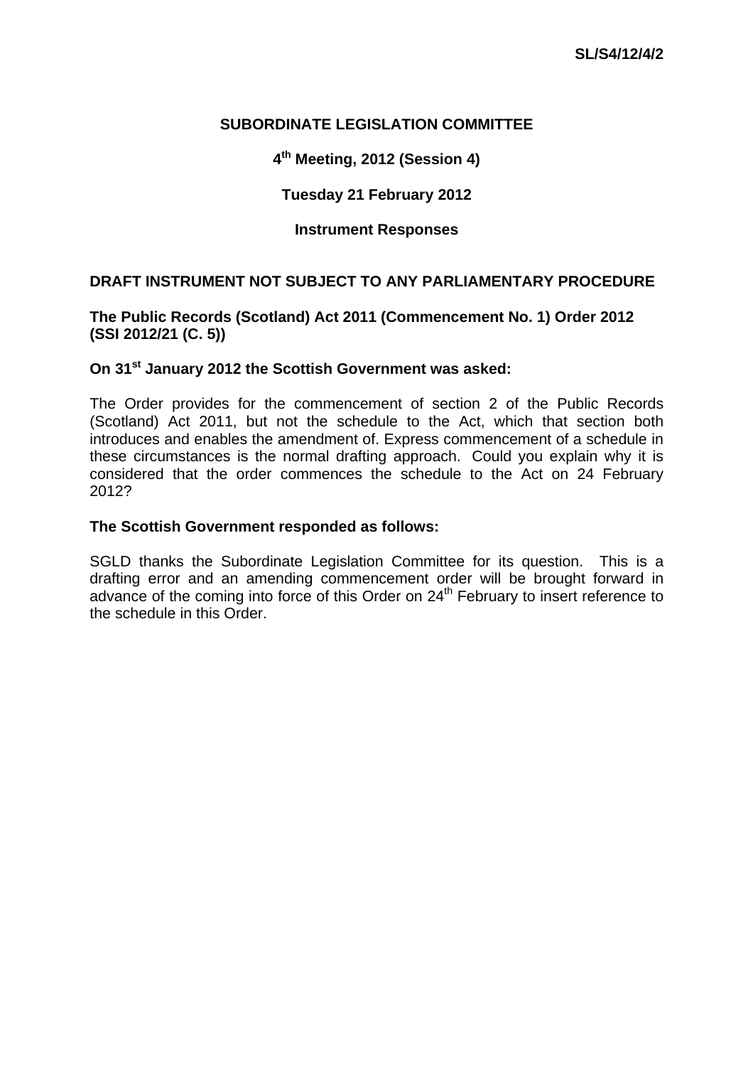SL/S4/12/4/2

**SUBORDINATE LEGISLATION COMMITTEE**

**4th Meeting, 2012 (Session 4)**

**Tuesday 21 February 2012**

**Instrument Responses**

## DRAFT INSTRUMENT NOT SUBJECT TO ANY PARLIAMENTARY PROCEDURE

### The Public Records (Scotland) Act 2011 (Commencement No. 1) Order 2012 (SSI 2012/21 (C. 5))

**On 31st January 2012 the Scottish Government was asked:**

The Order provides for the commencement of section 2 of the Public Records (Scotland) Act 2011, but not the schedule to the Act, which that section both introduces and enables the amendment of. Express commencement of a schedule in these circumstances is the normal drafting approach. Could you explain why it is considered that the order commences the schedule to the Act on 24 February 2012?

**The Scottish Government responded as follows:**

SGLD thanks the Subordinate Legislation Committee for its question. This is a drafting error and an amending commencement order will be brought forward in advance of the coming into force of this Order on 24th February to insert reference to the schedule in this Order.